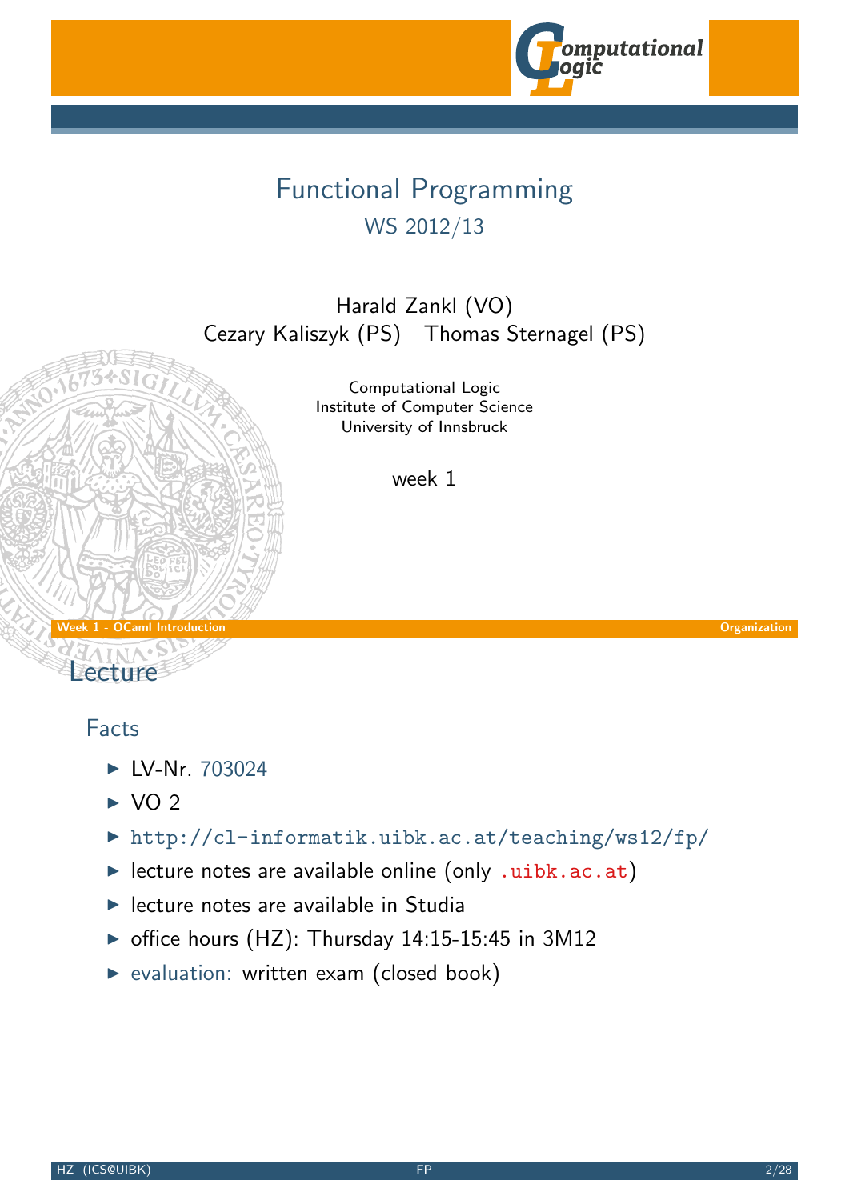# Functional Programming

## WS 2012/13

Harald Zankl (VO)
Cezary Kaliszyk (PS) Thomas Sternagel (PS)

Computational Logic
Institute of Computer Science
University of Innsbruck

week 1

## Lecture

### Facts

- LV-Nr. 703024
- VO 2
- http://cl-informatik.uibk.ac.at/teaching/ws12/fp/
- lecture notes are available online (only .uibk.ac.at)
- lecture notes are available in Studia
- office hours (HZ): Thursday 14:15-15:45 in 3M12
- evaluation: written exam (closed book)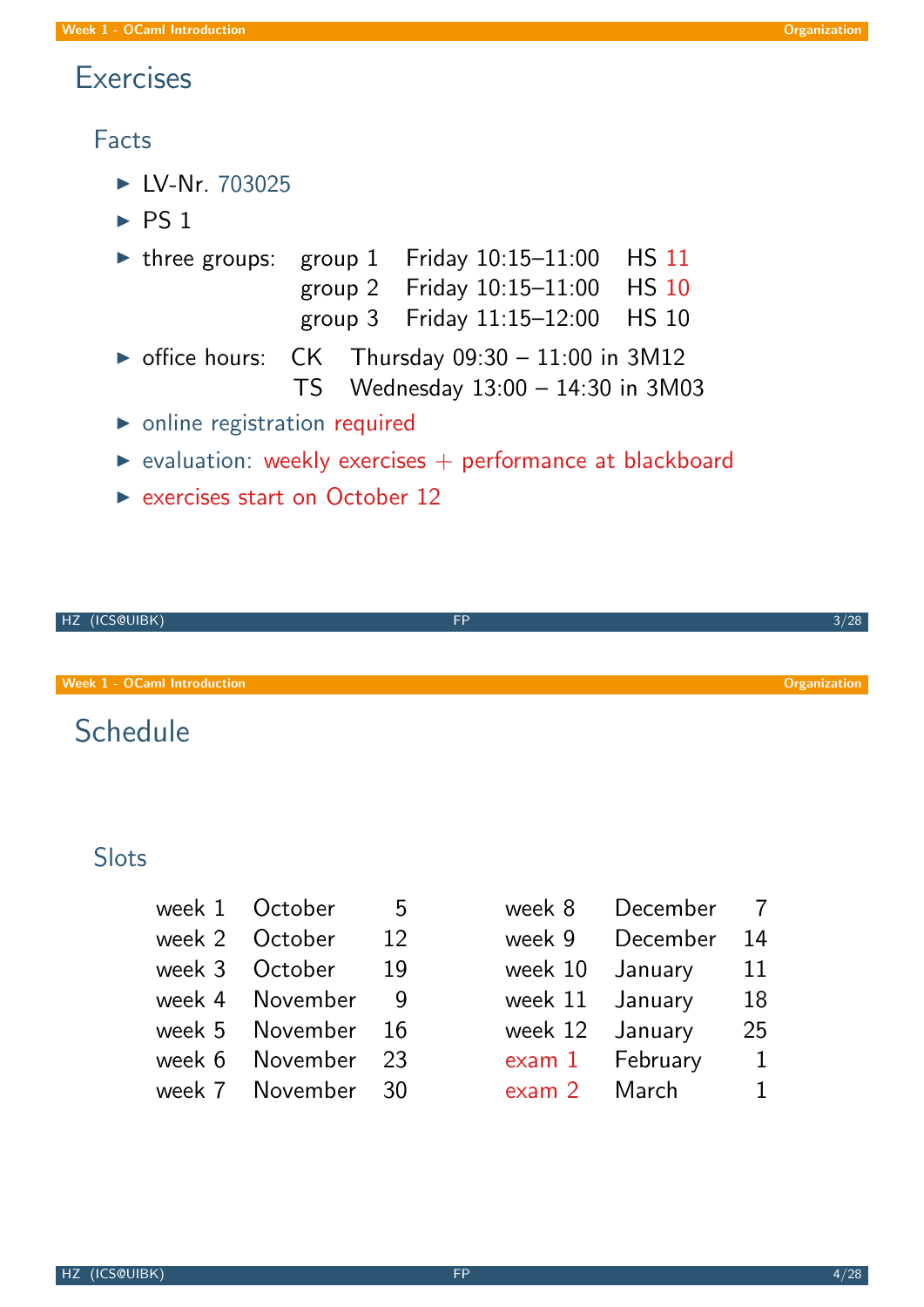# Exercises

## Facts

- LV-Nr. 703025
- PS 1
- three groups:

| | | |
|---|---|---|
| group 1 | Friday 10:15–11:00 | HS 11 |
| group 2 | Friday 10:15–11:00 | HS 10 |
| group 3 | Friday 11:15–12:00 | HS 10 |

- office hours:

| | |
|---|---|
| CK | Thursday 09:30 – 11:00 in 3M12 |
| TS | Wednesday 13:00 – 14:30 in 3M03 |

- online registration required
- evaluation: weekly exercises + performance at blackboard
- exercises start on October 12

# Schedule

## Slots

| | | | | | |
|---|---|---|---|---|---|
| week 1 | October | 5 | week 8 | December | 7 |
| week 2 | October | 12 | week 9 | December | 14 |
| week 3 | October | 19 | week 10 | January | 11 |
| week 4 | November | 9 | week 11 | January | 18 |
| week 5 | November | 16 | week 12 | January | 25 |
| week 6 | November | 23 | exam 1 | February | 1 |
| week 7 | November | 30 | exam 2 | March | 1 |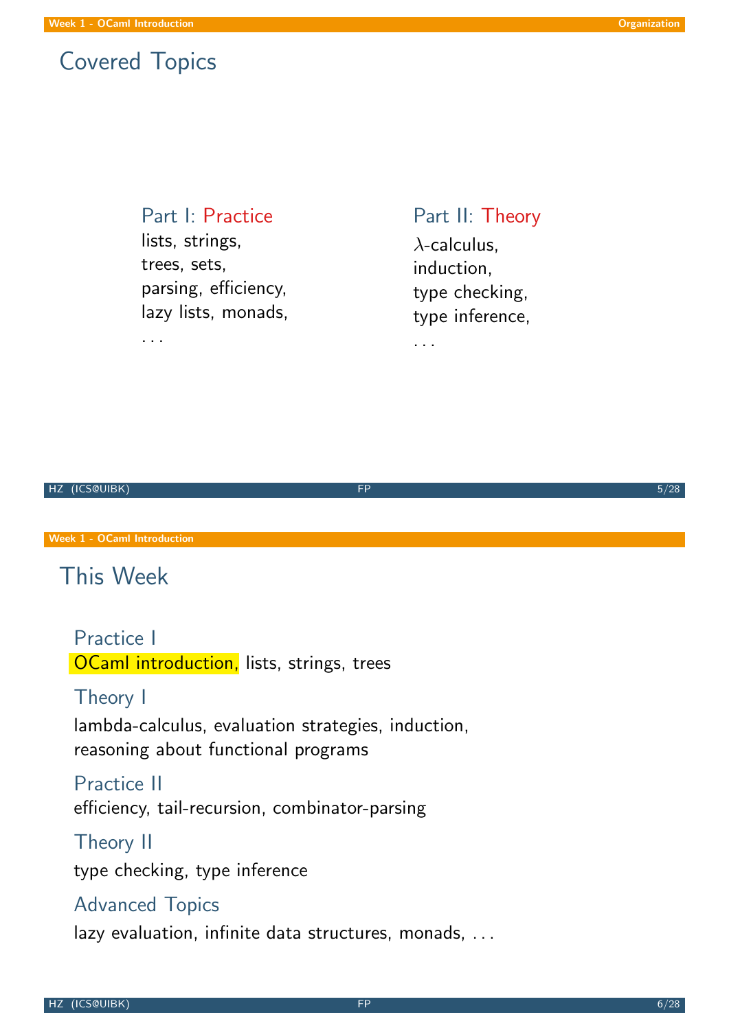## Covered Topics

**Part I: Practice**

lists, strings,
trees, sets,
parsing, efficiency,
lazy lists, monads,
...

**Part II: Theory**

$\lambda$-calculus,
induction,
type checking,
type inference,
...

## This Week

### Practice I

OCaml introduction, lists, strings, trees

### Theory I

lambda-calculus, evaluation strategies, induction,
reasoning about functional programs

### Practice II

efficiency, tail-recursion, combinator-parsing

### Theory II

type checking, type inference

### Advanced Topics

lazy evaluation, infinite data structures, monads, ...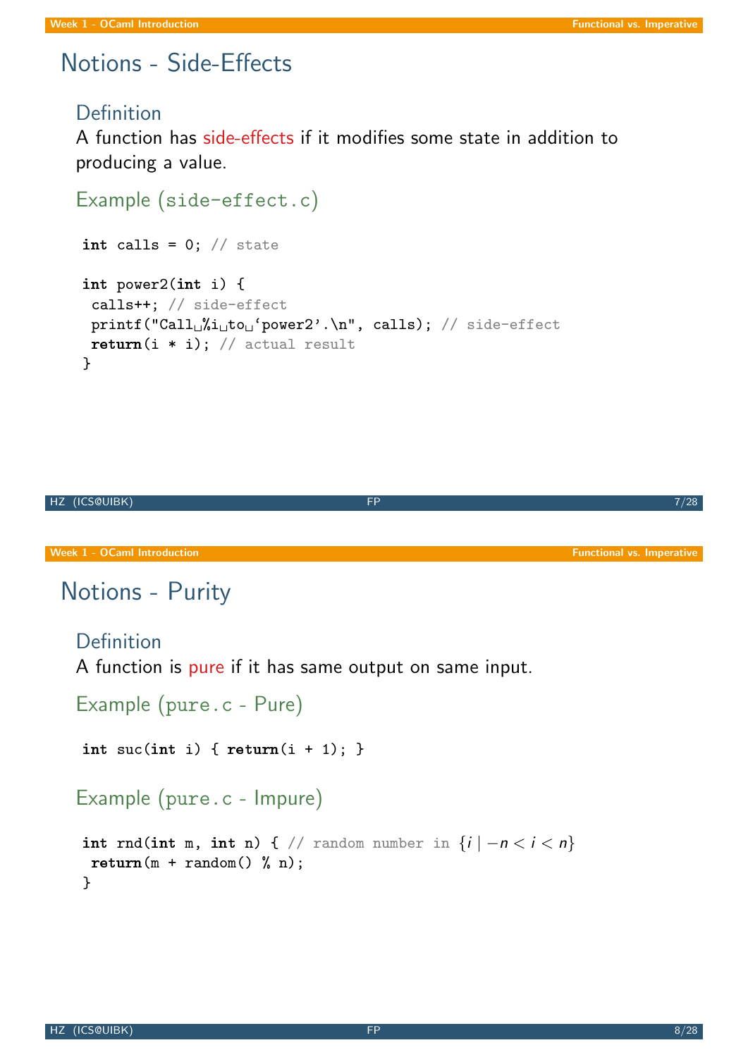# Notions - Side-Effects

## Definition

A function has side-effects if it modifies some state in addition to producing a value.

### Example (side-effect.c)

```
int calls = 0; // state

int power2(int i) {
 calls++; // side-effect
 printf("Call %i to 'power2'.\n", calls); // side-effect
 return(i * i); // actual result
}
```

# Notions - Purity

## Definition

A function is pure if it has same output on same input.

### Example (pure.c - Pure)

```
int suc(int i) { return(i + 1); }
```

### Example (pure.c - Impure)

```
int rnd(int m, int n) { // random number in {i | −n < i < n}
 return(m + random() % n);
}
```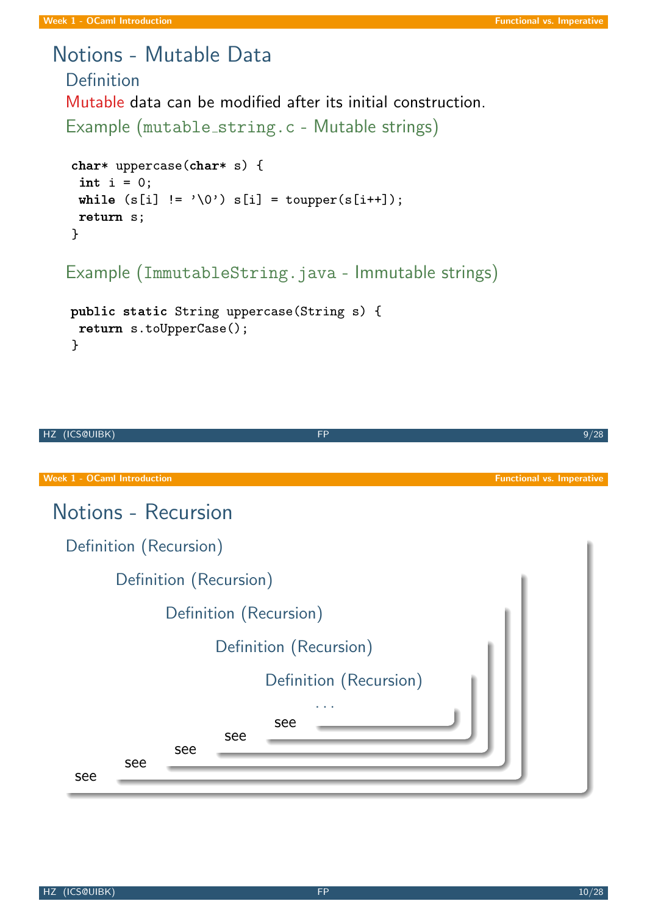# Notions - Mutable Data

## Definition

Mutable data can be modified after its initial construction.

### Example (mutable_string.c - Mutable strings)

```
char* uppercase(char* s) {
 int i = 0;
 while (s[i] != '\0') s[i] = toupper(s[i++]);
 return s;
}
```

### Example (ImmutableString.java - Immutable strings)

```
public static String uppercase(String s) {
 return s.toUpperCase();
}
```

# Notions - Recursion

## Definition (Recursion)

### Definition (Recursion)

#### Definition (Recursion)

##### Definition (Recursion)

###### Definition (Recursion)

...

see

see

see

see

see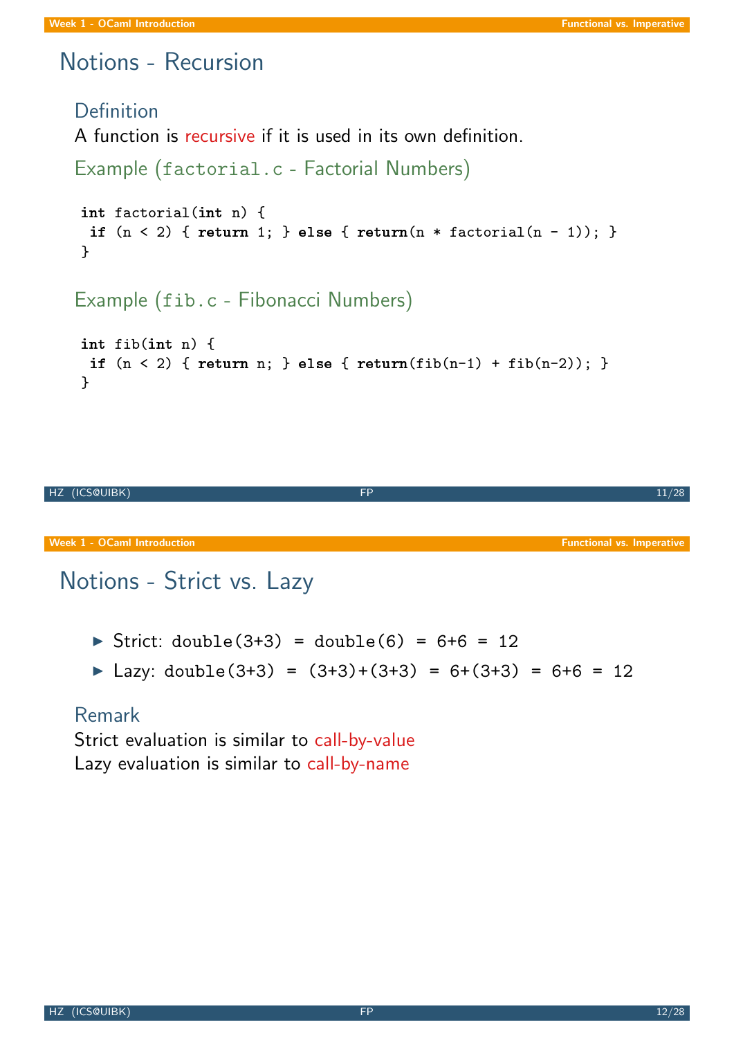# Notions - Recursion

### Definition

A function is recursive if it is used in its own definition.

### Example (factorial.c - Factorial Numbers)

```
int factorial(int n) {
 if (n < 2) { return 1; } else { return(n * factorial(n - 1)); }
}
```

### Example (fib.c - Fibonacci Numbers)

```
int fib(int n) {
 if (n < 2) { return n; } else { return(fib(n-1) + fib(n-2)); }
}
```

# Notions - Strict vs. Lazy

- Strict: `double(3+3) = double(6) = 6+6 = 12`
- Lazy: `double(3+3) = (3+3)+(3+3) = 6+(3+3) = 6+6 = 12`

### Remark

Strict evaluation is similar to call-by-value
Lazy evaluation is similar to call-by-name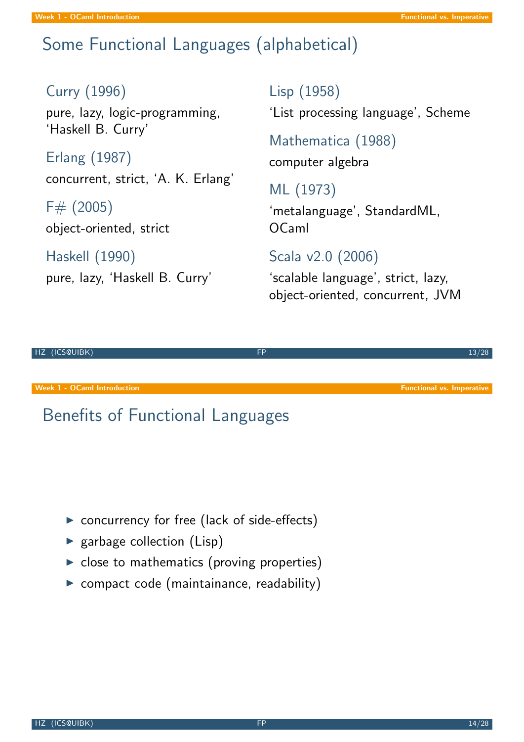## Some Functional Languages (alphabetical)

### Curry (1996)
pure, lazy, logic-programming, 'Haskell B. Curry'

### Erlang (1987)
concurrent, strict, 'A. K. Erlang'

### F# (2005)
object-oriented, strict

### Haskell (1990)
pure, lazy, 'Haskell B. Curry'

### Lisp (1958)
'List processing language', Scheme

### Mathematica (1988)
computer algebra

### ML (1973)
'metalanguage', StandardML, OCaml

### Scala v2.0 (2006)
'scalable language', strict, lazy, object-oriented, concurrent, JVM

## Benefits of Functional Languages

- concurrency for free (lack of side-effects)
- garbage collection (Lisp)
- close to mathematics (proving properties)
- compact code (maintainance, readability)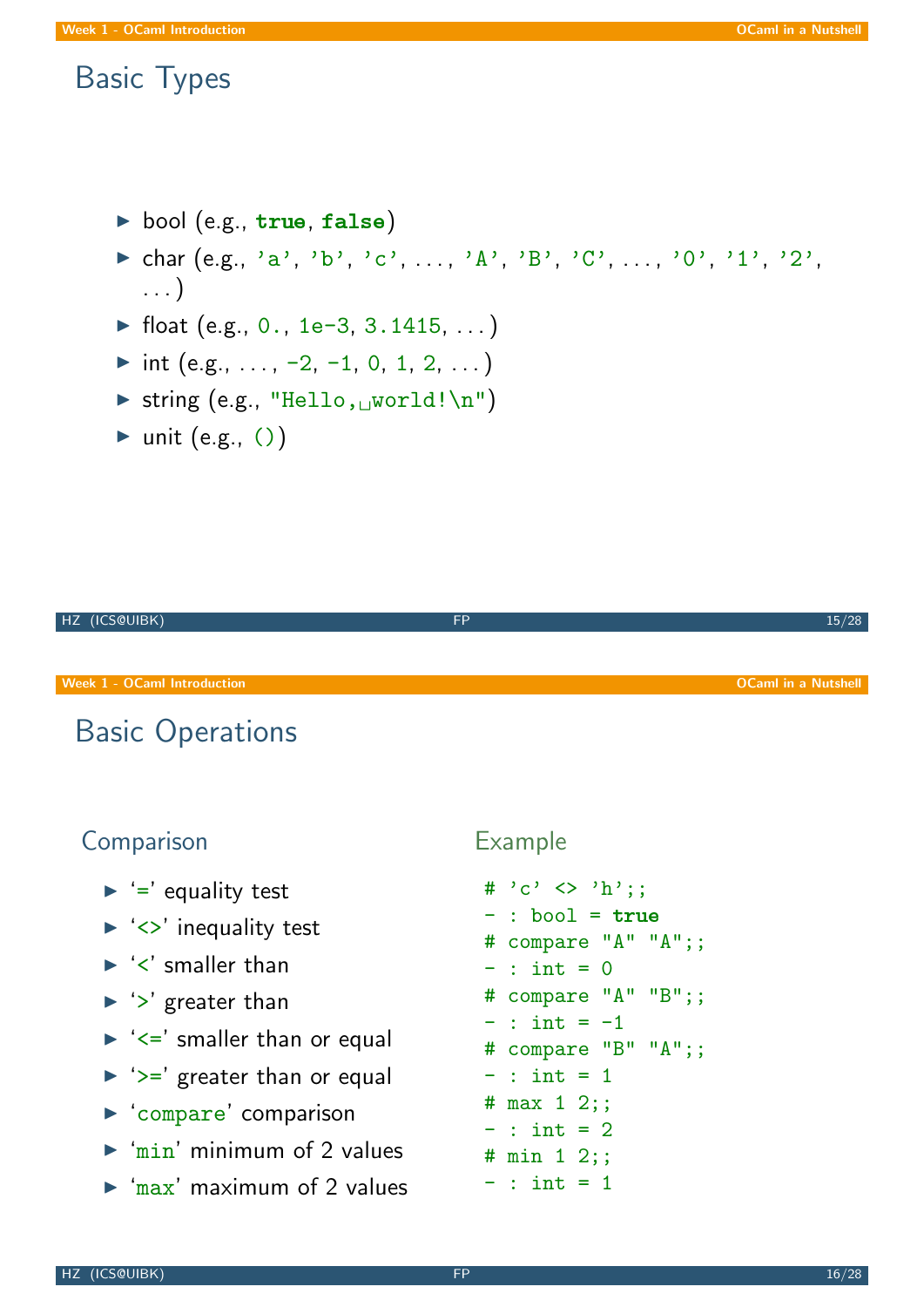# Basic Types

- bool (e.g., **true**, **false**)
- char (e.g., 'a', 'b', 'c', ..., 'A', 'B', 'C', ..., '0', '1', '2', ...)
- float (e.g., 0., 1e-3, 3.1415, ...)
- int (e.g., ..., -2, -1, 0, 1, 2, ...)
- string (e.g., "Hello,␣world!\n")
- unit (e.g., ())

# Basic Operations

## Comparison

- '=' equality test
- '<>' inequality test
- '<' smaller than
- '>' greater than
- '<=' smaller than or equal
- '>=' greater than or equal
- 'compare' comparison
- 'min' minimum of 2 values
- 'max' maximum of 2 values

## Example

```
# 'c' <> 'h';;
- : bool = true
# compare "A" "A";;
- : int = 0
# compare "A" "B";;
- : int = -1
# compare "B" "A";;
- : int = 1
# max 1 2;;
- : int = 2
# min 1 2;;
- : int = 1
```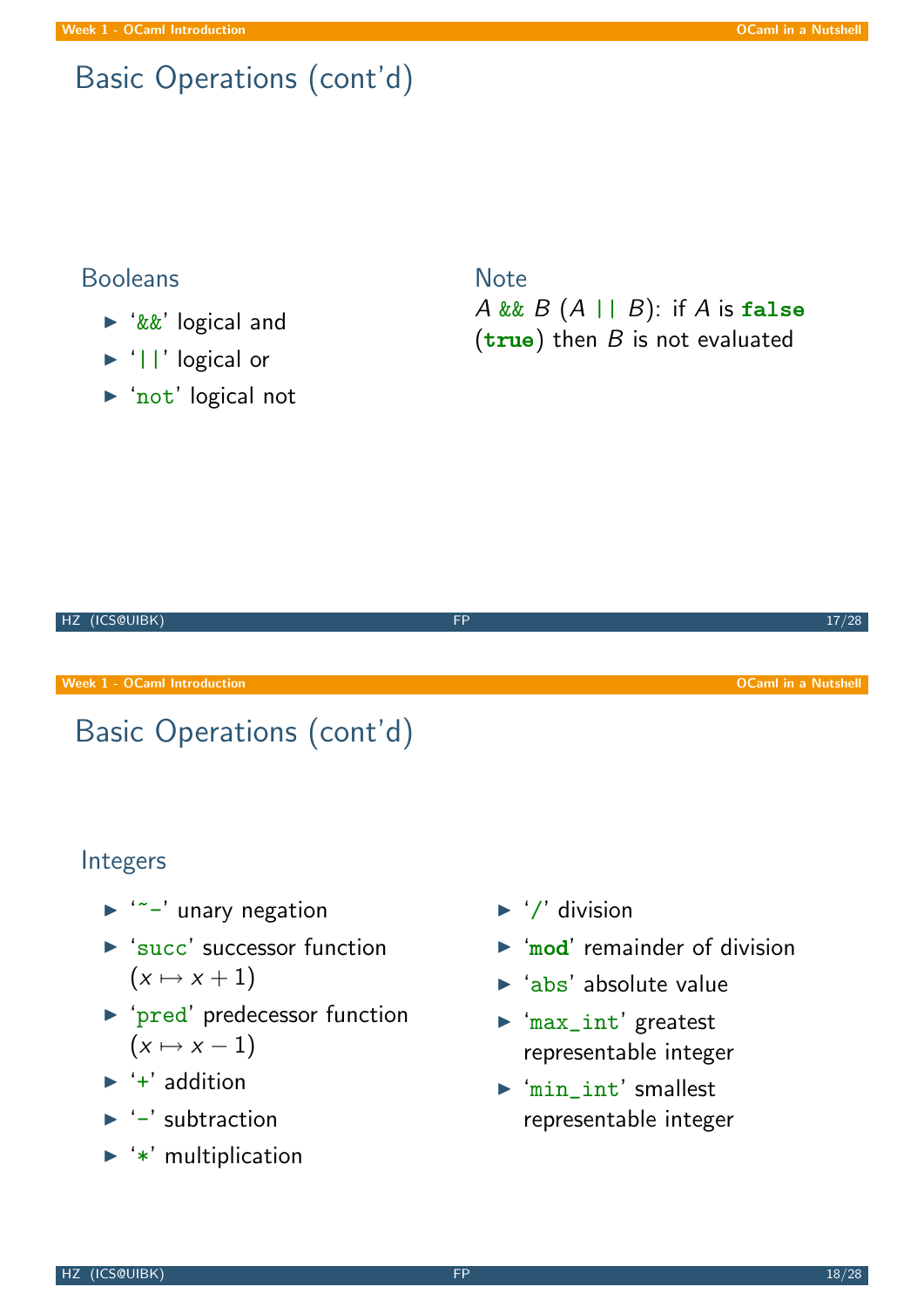## Basic Operations (cont'd)

### Booleans

- '`&&`' logical and
- '`||`' logical or
- '`not`' logical not

### Note

*A* `&&` *B* (*A* `||` *B*): if *A* is **`false`** (**`true`**) then *B* is not evaluated

## Basic Operations (cont'd)

### Integers

- '`~-`' unary negation
- '`succ`' successor function ($x \mapsto x + 1$)
- '`pred`' predecessor function ($x \mapsto x - 1$)
- '`+`' addition
- '`-`' subtraction
- '`*`' multiplication
- '`/`' division
- '**`mod`**' remainder of division
- '`abs`' absolute value
- '`max_int`' greatest representable integer
- '`min_int`' smallest representable integer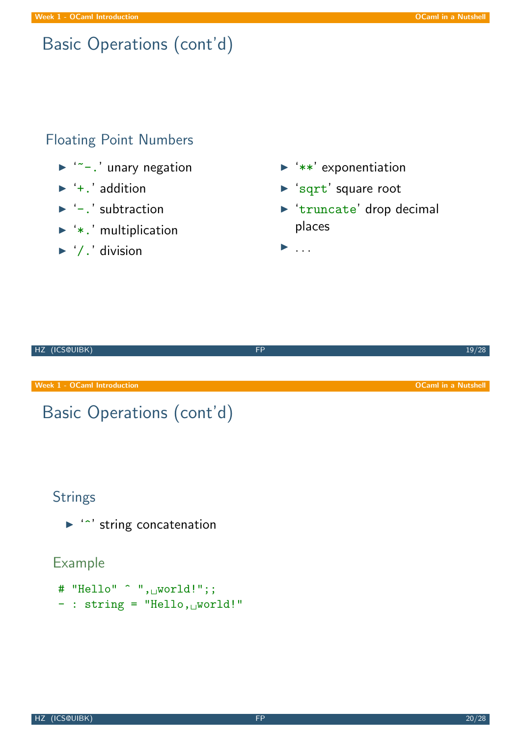# Basic Operations (cont'd)

## Floating Point Numbers

- '`~-.`' unary negation
- '`+.`' addition
- '`-.`' subtraction
- '`*.`' multiplication
- '`/.`' division
- '`**`' exponentiation
- '`sqrt`' square root
- '`truncate`' drop decimal places
- ...

# Basic Operations (cont'd)

## Strings

- '`^`' string concatenation

### Example

```
# "Hello" ^ ", world!";;
- : string = "Hello, world!"
```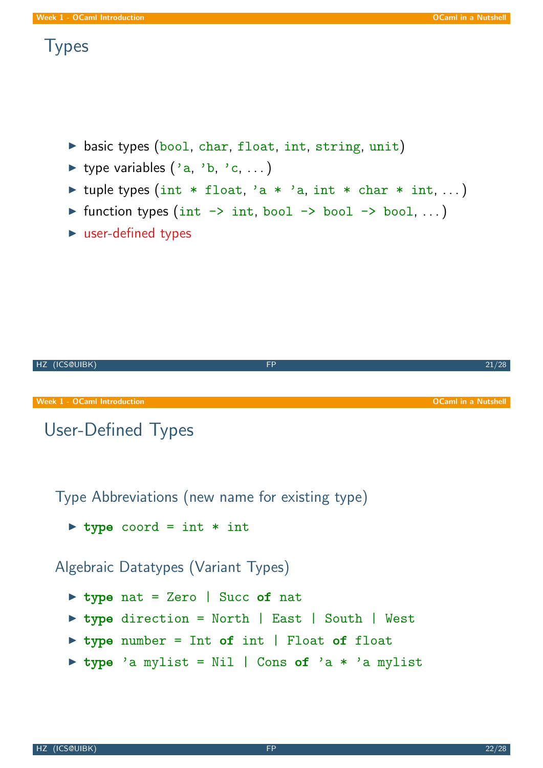# Types

- basic types (`bool`, `char`, `float`, `int`, `string`, `unit`)
- type variables (`'a`, `'b`, `'c`, ...)
- tuple types (`int * float`, `'a * 'a`, `int * char * int`, ...)
- function types (`int -> int`, `bool -> bool -> bool`, ...)
- user-defined types

# User-Defined Types

## Type Abbreviations (new name for existing type)

- `type coord = int * int`

## Algebraic Datatypes (Variant Types)

- `type nat = Zero | Succ of nat`
- `type direction = North | East | South | West`
- `type number = Int of int | Float of float`
- `type 'a mylist = Nil | Cons of 'a * 'a mylist`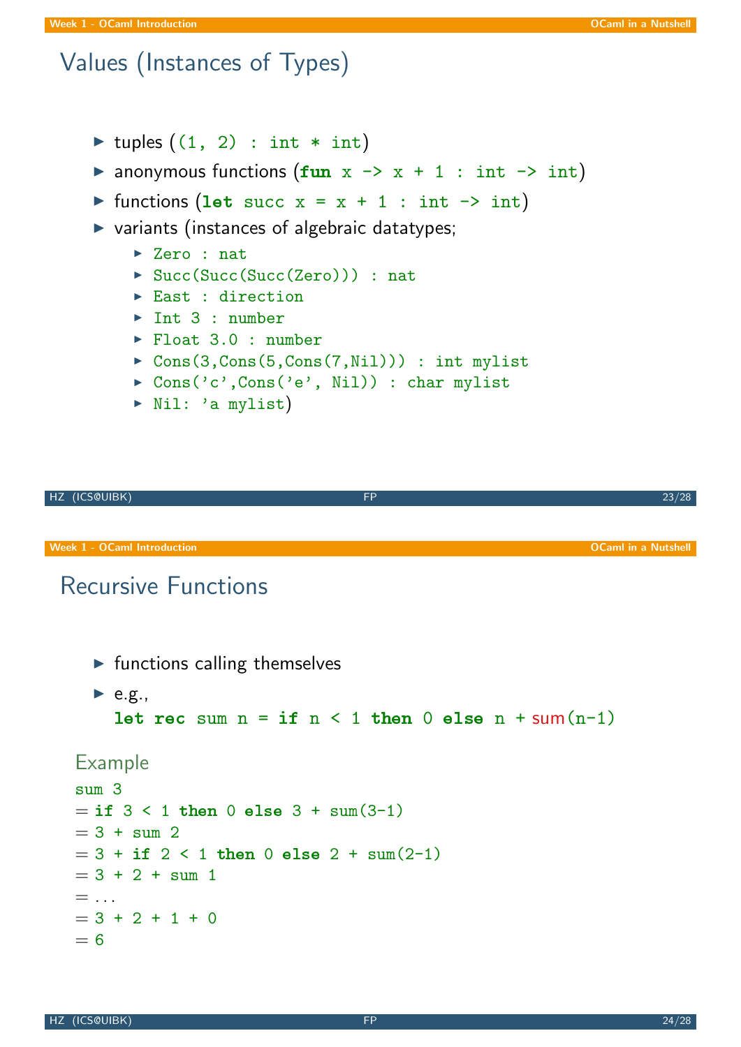# Values (Instances of Types)

- tuples (`(1, 2) : int * int`)
- anonymous functions (`fun x -> x + 1 : int -> int`)
- functions (`let succ x = x + 1 : int -> int`)
- variants (instances of algebraic datatypes;
  - `Zero : nat`
  - `Succ(Succ(Succ(Zero))) : nat`
  - `East : direction`
  - `Int 3 : number`
  - `Float 3.0 : number`
  - `Cons(3,Cons(5,Cons(7,Nil))) : int mylist`
  - `Cons('c',Cons('e', Nil)) : char mylist`
  - `Nil: 'a mylist`)

# Recursive Functions

- functions calling themselves
- e.g.,
  `let rec sum n = if n < 1 then 0 else n + sum(n-1)`

## Example

```
sum 3
= if 3 < 1 then 0 else 3 + sum(3-1)
= 3 + sum 2
= 3 + if 2 < 1 then 0 else 2 + sum(2-1)
= 3 + 2 + sum 1
= ...
= 3 + 2 + 1 + 0
= 6
```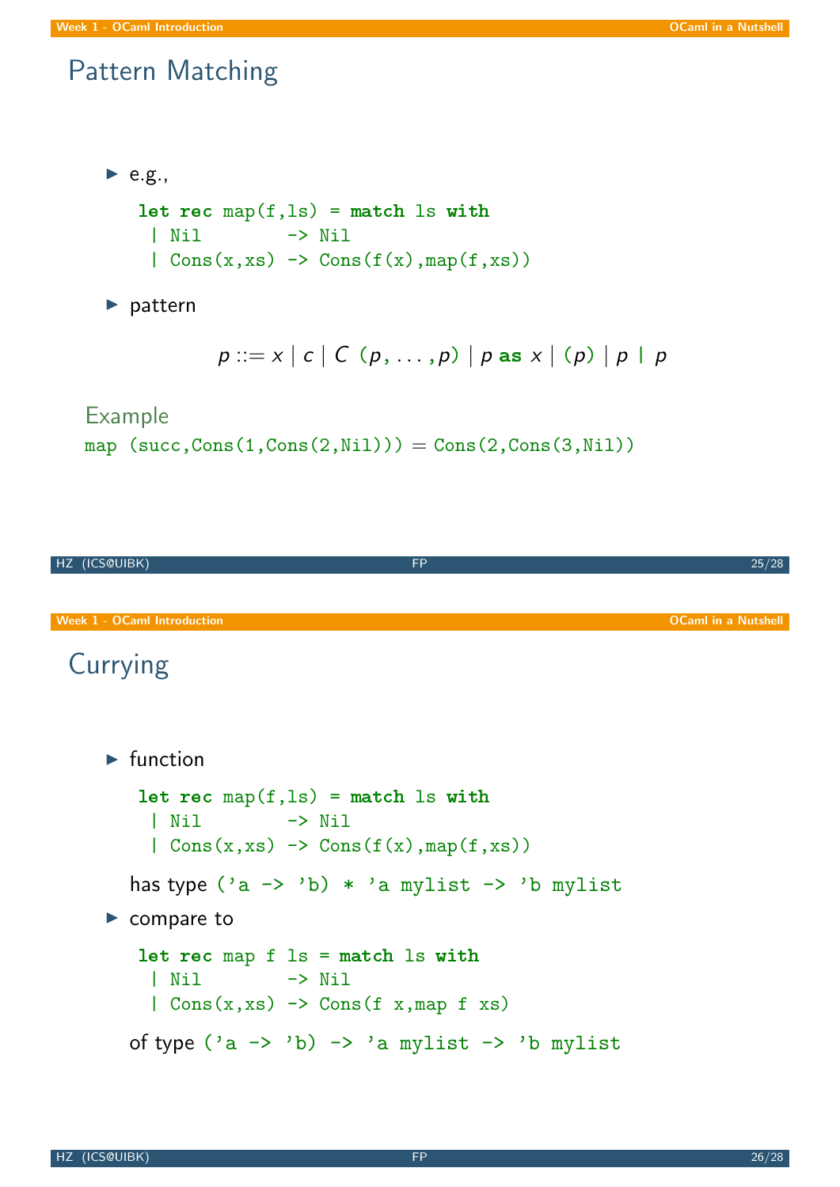## Pattern Matching

- e.g.,

```
let rec map(f,ls) = match ls with
 | Nil        -> Nil
 | Cons(x,xs) -> Cons(f(x),map(f,xs))
```

- pattern

$$p ::= x \mid c \mid C\ (p, \ldots, p) \mid p\ \texttt{as}\ x \mid (p) \mid p\ \texttt{|}\ p$$

### Example

`map (succ,Cons(1,Cons(2,Nil))) = Cons(2,Cons(3,Nil))`

## Currying

- function

```
let rec map(f,ls) = match ls with
 | Nil        -> Nil
 | Cons(x,xs) -> Cons(f(x),map(f,xs))
```

has type `('a -> 'b) * 'a mylist -> 'b mylist`

- compare to

```
let rec map f ls = match ls with
 | Nil        -> Nil
 | Cons(x,xs) -> Cons(f x,map f xs)
```

of type `('a -> 'b) -> 'a mylist -> 'b mylist`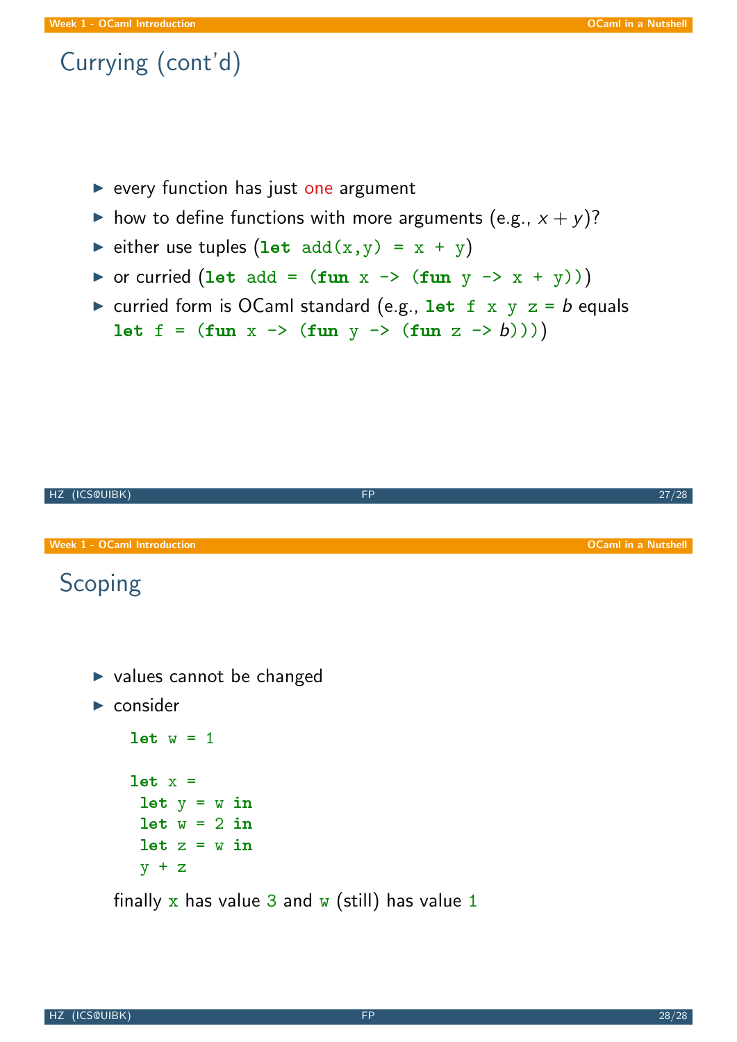## Currying (cont'd)

- every function has just one argument
- how to define functions with more arguments (e.g., $x + y$)?
- either use tuples (`let add(x,y) = x + y`)
- or curried (`let add = (fun x -> (fun y -> x + y))`)
- curried form is OCaml standard (e.g., `let f x y z =` $b$ equals `let f = (fun x -> (fun y -> (fun z ->` $b$`)))`)

## Scoping

- values cannot be changed
- consider

```
let w = 1

let x =
 let y = w in
 let w = 2 in
 let z = w in
 y + z
```

finally `x` has value `3` and `w` (still) has value `1`